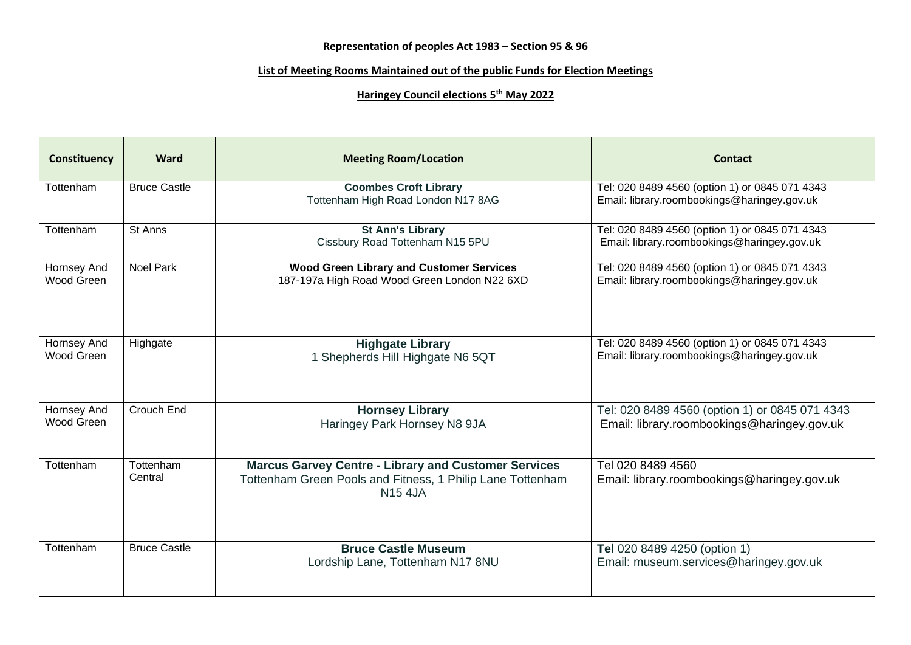**Representation of peoples Act 1983 – Section 95 & 96**

**List of Meeting Rooms Maintained out of the public Funds for Election Meetings**

**Haringey Council elections 5th May 2022**

| Constituency | Ward | Meeting Room/Location | Contact |
|---|---|---|---|
| Tottenham | Bruce Castle | **Coombes Croft Library**<br>Tottenham High Road London N17 8AG | Tel: 020 8489 4560 (option 1) or 0845 071 4343<br>Email: library.roombookings@haringey.gov.uk |
| Tottenham | St Anns | **St Ann's Library**<br>Cissbury Road Tottenham N15 5PU | Tel: 020 8489 4560 (option 1) or 0845 071 4343<br>Email: library.roombookings@haringey.gov.uk |
| Hornsey And Wood Green | Noel Park | **Wood Green Library and Customer Services**<br>187-197a High Road Wood Green London N22 6XD | Tel: 020 8489 4560 (option 1) or 0845 071 4343<br>Email: library.roombookings@haringey.gov.uk |
| Hornsey And Wood Green | Highgate | **Highgate Library**<br>1 Shepherds Hill Highgate N6 5QT | Tel: 020 8489 4560 (option 1) or 0845 071 4343<br>Email: library.roombookings@haringey.gov.uk |
| Hornsey And Wood Green | Crouch End | **Hornsey Library**<br>Haringey Park Hornsey N8 9JA | Tel: 020 8489 4560 (option 1) or 0845 071 4343<br>Email: library.roombookings@haringey.gov.uk |
| Tottenham | Tottenham Central | **Marcus Garvey Centre - Library and Customer Services**<br>Tottenham Green Pools and Fitness, 1 Philip Lane Tottenham N15 4JA | Tel 020 8489 4560<br>Email: library.roombookings@haringey.gov.uk |
| Tottenham | Bruce Castle | **Bruce Castle Museum**<br>Lordship Lane, Tottenham N17 8NU | **Tel** 020 8489 4250 (option 1)<br>Email: museum.services@haringey.gov.uk |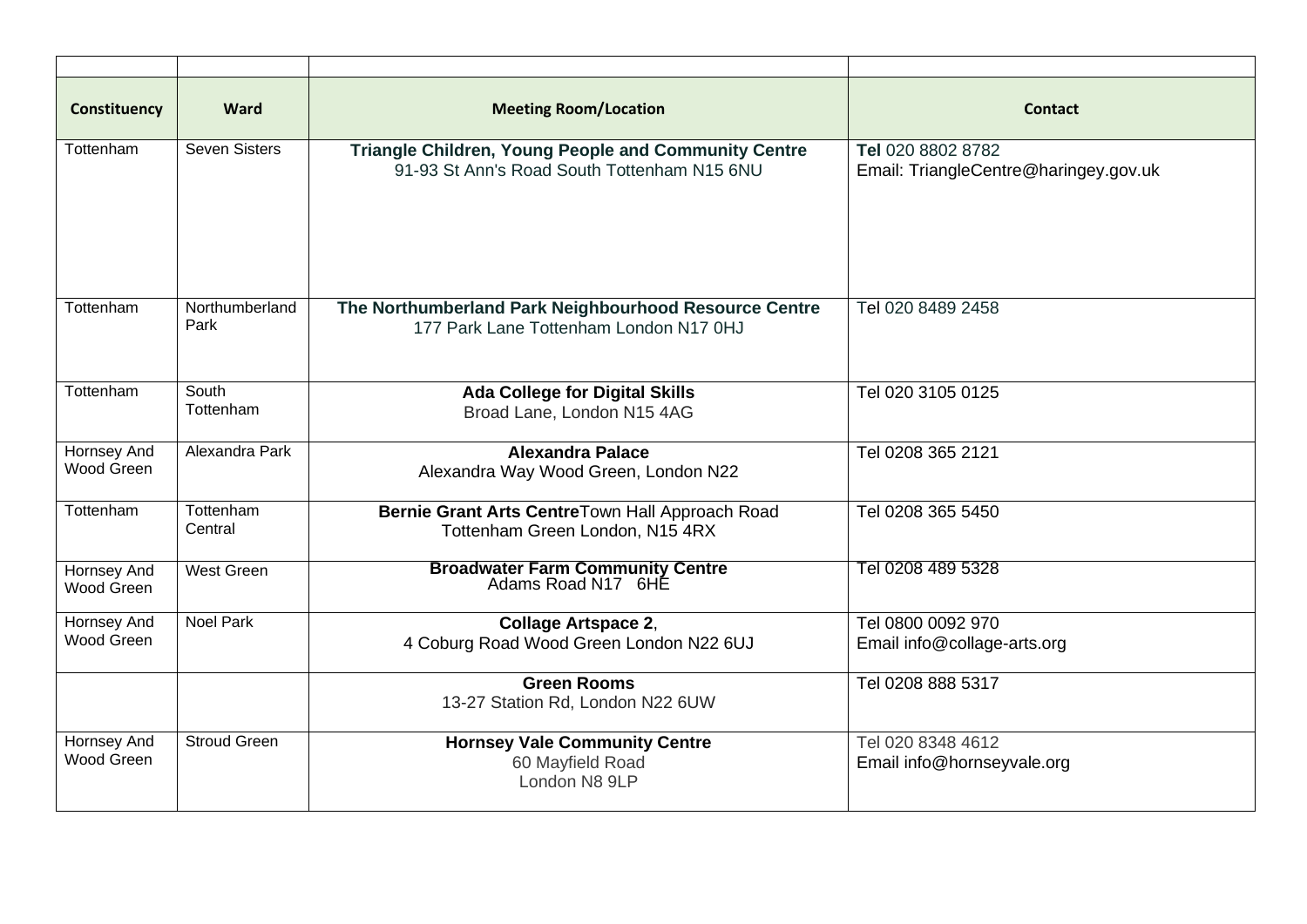| Constituency | Ward | Meeting Room/Location | Contact |
|---|---|---|---|
| Tottenham | Seven Sisters | **Triangle Children, Young People and Community Centre**<br>91-93 St Ann's Road South Tottenham N15 6NU | **Tel** 020 8802 8782<br>Email: TriangleCentre@haringey.gov.uk |
| Tottenham | Northumberland Park | **The Northumberland Park Neighbourhood Resource Centre**<br>177 Park Lane Tottenham London N17 0HJ | Tel 020 8489 2458 |
| Tottenham | South Tottenham | **Ada College for Digital Skills**<br>Broad Lane, London N15 4AG | Tel 020 3105 0125 |
| Hornsey And Wood Green | Alexandra Park | **Alexandra Palace**<br>Alexandra Way Wood Green, London N22 | Tel 0208 365 2121 |
| Tottenham | Tottenham Central | **Bernie Grant Arts Centre**Town Hall Approach Road<br>Tottenham Green London, N15 4RX | Tel 0208 365 5450 |
| Hornsey And Wood Green | West Green | **Broadwater Farm Community Centre**<br>Adams Road N17 6HE | Tel 0208 489 5328 |
| Hornsey And Wood Green | Noel Park | **Collage Artspace 2**,<br>4 Coburg Road Wood Green London N22 6UJ | Tel 0800 0092 970<br>Email info@collage-arts.org |
| | | **Green Rooms**<br>13-27 Station Rd, London N22 6UW | Tel 0208 888 5317 |
| Hornsey And Wood Green | Stroud Green | **Hornsey Vale Community Centre**<br>60 Mayfield Road<br>London N8 9LP | Tel 020 8348 4612<br>Email info@hornseyvale.org |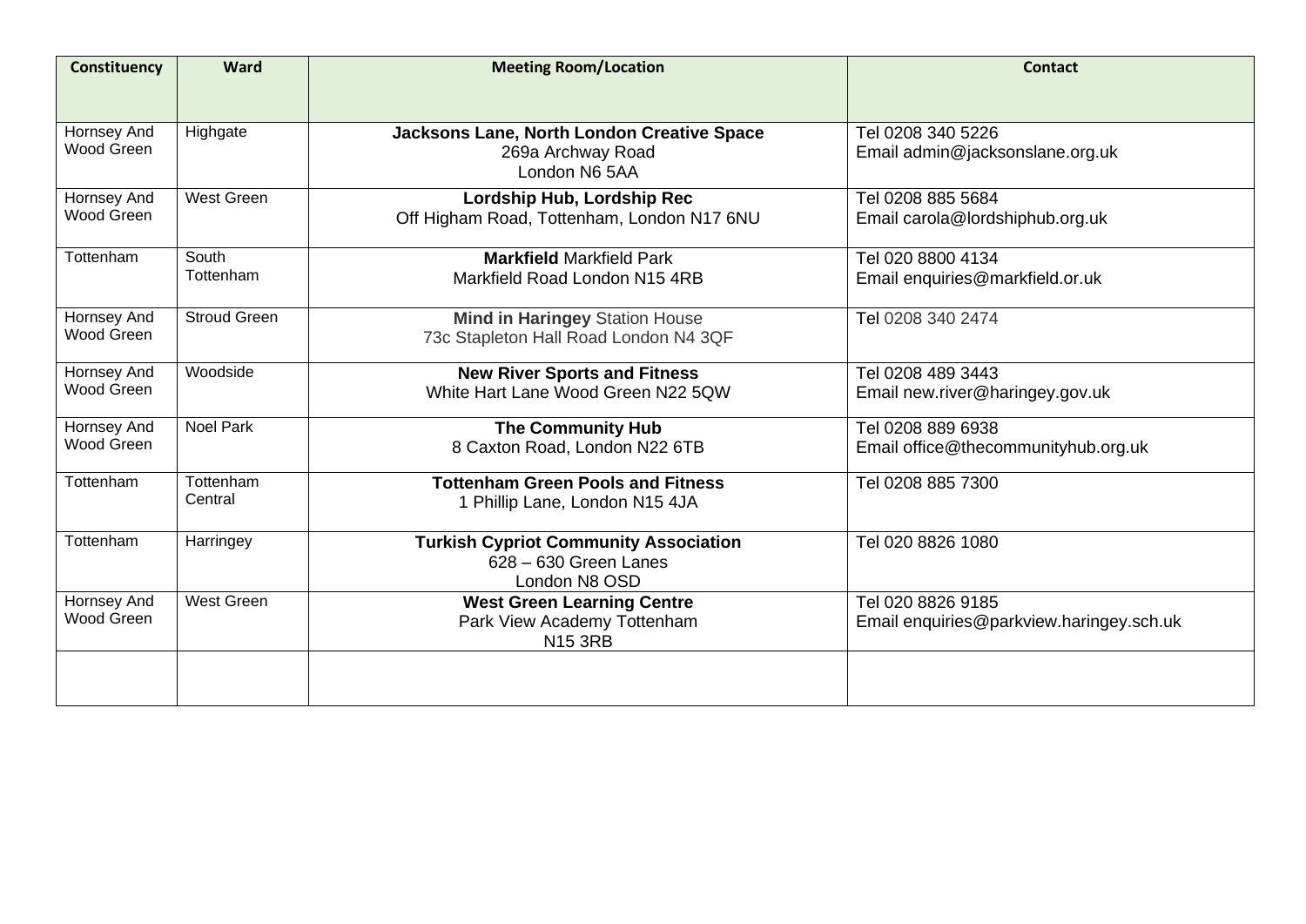| Constituency | Ward | Meeting Room/Location | Contact |
|---|---|---|---|
| Hornsey And Wood Green | Highgate | **Jacksons Lane, North London Creative Space** 269a Archway Road London N6 5AA | Tel 0208 340 5226 Email admin@jacksonslane.org.uk |
| Hornsey And Wood Green | West Green | **Lordship Hub, Lordship Rec** Off Higham Road, Tottenham, London N17 6NU | Tel 0208 885 5684 Email carola@lordshiphub.org.uk |
| Tottenham | South Tottenham | **Markfield** Markfield Park Markfield Road London N15 4RB | Tel 020 8800 4134 Email enquiries@markfield.or.uk |
| Hornsey And Wood Green | Stroud Green | **Mind in Haringey** Station House 73c Stapleton Hall Road London N4 3QF | Tel 0208 340 2474 |
| Hornsey And Wood Green | Woodside | **New River Sports and Fitness** White Hart Lane Wood Green N22 5QW | Tel 0208 489 3443 Email new.river@haringey.gov.uk |
| Hornsey And Wood Green | Noel Park | **The Community Hub** 8 Caxton Road, London N22 6TB | Tel 0208 889 6938 Email office@thecommunityhub.org.uk |
| Tottenham | Tottenham Central | **Tottenham Green Pools and Fitness** 1 Phillip Lane, London N15 4JA | Tel 0208 885 7300 |
| Tottenham | Harringey | **Turkish Cypriot Community Association** 628 – 630 Green Lanes London N8 OSD | Tel 020 8826 1080 |
| Hornsey And Wood Green | West Green | **West Green Learning Centre** Park View Academy Tottenham N15 3RB | Tel 020 8826 9185 Email enquiries@parkview.haringey.sch.uk |
| | | | |